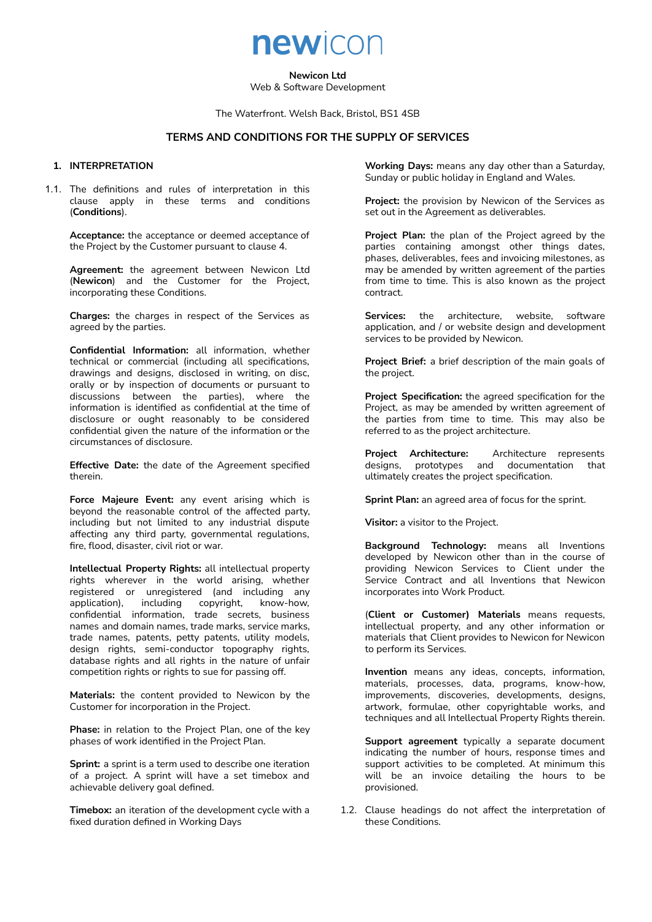# newicon

**Newicon Ltd**
Web & Software Development

The Waterfront. Welsh Back, Bristol, BS1 4SB

## TERMS AND CONDITIONS FOR THE SUPPLY OF SERVICES

### 1. INTERPRETATION

1.1. The definitions and rules of interpretation in this clause apply in these terms and conditions (**Conditions**).

**Acceptance:** the acceptance or deemed acceptance of the Project by the Customer pursuant to clause 4.

**Agreement:** the agreement between Newicon Ltd (**Newicon**) and the Customer for the Project, incorporating these Conditions.

**Charges:** the charges in respect of the Services as agreed by the parties.

**Confidential Information:** all information, whether technical or commercial (including all specifications, drawings and designs, disclosed in writing, on disc, orally or by inspection of documents or pursuant to discussions between the parties), where the information is identified as confidential at the time of disclosure or ought reasonably to be considered confidential given the nature of the information or the circumstances of disclosure.

**Effective Date:** the date of the Agreement specified therein.

**Force Majeure Event:** any event arising which is beyond the reasonable control of the affected party, including but not limited to any industrial dispute affecting any third party, governmental regulations, fire, flood, disaster, civil riot or war.

**Intellectual Property Rights:** all intellectual property rights wherever in the world arising, whether registered or unregistered (and including any application), including copyright, know-how, confidential information, trade secrets, business names and domain names, trade marks, service marks, trade names, patents, petty patents, utility models, design rights, semi-conductor topography rights, database rights and all rights in the nature of unfair competition rights or rights to sue for passing off.

**Materials:** the content provided to Newicon by the Customer for incorporation in the Project.

**Phase:** in relation to the Project Plan, one of the key phases of work identified in the Project Plan.

**Sprint:** a sprint is a term used to describe one iteration of a project. A sprint will have a set timebox and achievable delivery goal defined.

**Timebox:** an iteration of the development cycle with a fixed duration defined in Working Days

**Working Days:** means any day other than a Saturday, Sunday or public holiday in England and Wales.

**Project:** the provision by Newicon of the Services as set out in the Agreement as deliverables.

**Project Plan:** the plan of the Project agreed by the parties containing amongst other things dates, phases, deliverables, fees and invoicing milestones, as may be amended by written agreement of the parties from time to time. This is also known as the project contract.

**Services:** the architecture, website, software application, and / or website design and development services to be provided by Newicon.

**Project Brief:** a brief description of the main goals of the project.

**Project Specification:** the agreed specification for the Project, as may be amended by written agreement of the parties from time to time. This may also be referred to as the project architecture.

**Project Architecture:** Architecture represents designs, prototypes and documentation that ultimately creates the project specification.

**Sprint Plan:** an agreed area of focus for the sprint.

**Visitor:** a visitor to the Project.

**Background Technology:** means all Inventions developed by Newicon other than in the course of providing Newicon Services to Client under the Service Contract and all Inventions that Newicon incorporates into Work Product.

(**Client or Customer) Materials** means requests, intellectual property, and any other information or materials that Client provides to Newicon for Newicon to perform its Services.

**Invention** means any ideas, concepts, information, materials, processes, data, programs, know-how, improvements, discoveries, developments, designs, artwork, formulae, other copyrightable works, and techniques and all Intellectual Property Rights therein.

**Support agreement** typically a separate document indicating the number of hours, response times and support activities to be completed. At minimum this will be an invoice detailing the hours to be provisioned.

1.2. Clause headings do not affect the interpretation of these Conditions.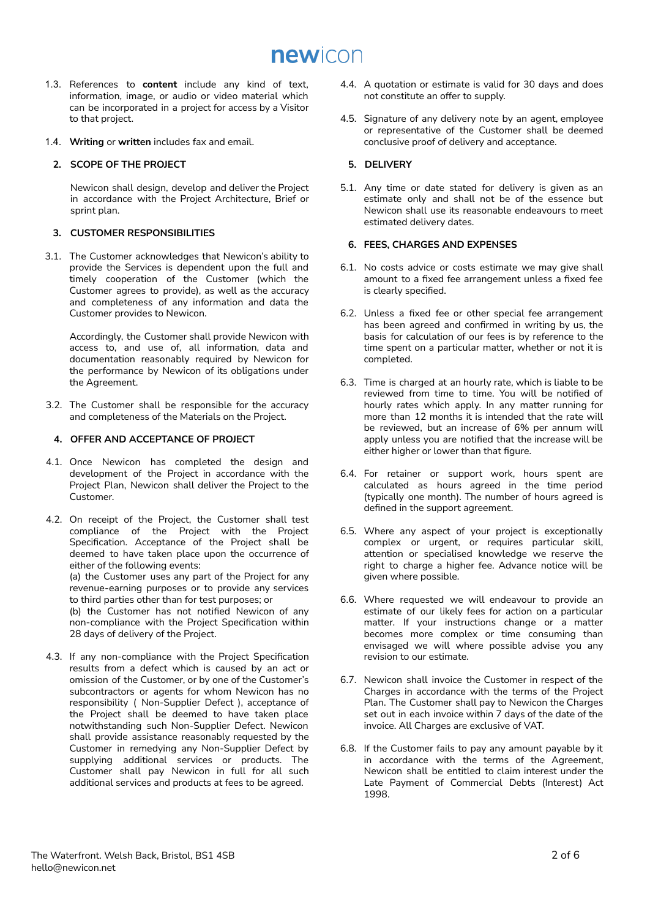1.3. References to **content** include any kind of text, information, image, or audio or video material which can be incorporated in a project for access by a Visitor to that project.

1.4. **Writing** or **written** includes fax and email.

## 2. SCOPE OF THE PROJECT

Newicon shall design, develop and deliver the Project in accordance with the Project Architecture, Brief or sprint plan.

## 3. CUSTOMER RESPONSIBILITIES

3.1. The Customer acknowledges that Newicon's ability to provide the Services is dependent upon the full and timely cooperation of the Customer (which the Customer agrees to provide), as well as the accuracy and completeness of any information and data the Customer provides to Newicon.

Accordingly, the Customer shall provide Newicon with access to, and use of, all information, data and documentation reasonably required by Newicon for the performance by Newicon of its obligations under the Agreement.

3.2. The Customer shall be responsible for the accuracy and completeness of the Materials on the Project.

## 4. OFFER AND ACCEPTANCE OF PROJECT

4.1. Once Newicon has completed the design and development of the Project in accordance with the Project Plan, Newicon shall deliver the Project to the Customer.

4.2. On receipt of the Project, the Customer shall test compliance of the Project with the Project Specification. Acceptance of the Project shall be deemed to have taken place upon the occurrence of either of the following events:
(a) the Customer uses any part of the Project for any revenue-earning purposes or to provide any services to third parties other than for test purposes; or
(b) the Customer has not notified Newicon of any non-compliance with the Project Specification within 28 days of delivery of the Project.

4.3. If any non-compliance with the Project Specification results from a defect which is caused by an act or omission of the Customer, or by one of the Customer's subcontractors or agents for whom Newicon has no responsibility ( Non-Supplier Defect ), acceptance of the Project shall be deemed to have taken place notwithstanding such Non-Supplier Defect. Newicon shall provide assistance reasonably requested by the Customer in remedying any Non-Supplier Defect by supplying additional services or products. The Customer shall pay Newicon in full for all such additional services and products at fees to be agreed.

4.4. A quotation or estimate is valid for 30 days and does not constitute an offer to supply.

4.5. Signature of any delivery note by an agent, employee or representative of the Customer shall be deemed conclusive proof of delivery and acceptance.

## 5. DELIVERY

5.1. Any time or date stated for delivery is given as an estimate only and shall not be of the essence but Newicon shall use its reasonable endeavours to meet estimated delivery dates.

## 6. FEES, CHARGES AND EXPENSES

6.1. No costs advice or costs estimate we may give shall amount to a fixed fee arrangement unless a fixed fee is clearly specified.

6.2. Unless a fixed fee or other special fee arrangement has been agreed and confirmed in writing by us, the basis for calculation of our fees is by reference to the time spent on a particular matter, whether or not it is completed.

6.3. Time is charged at an hourly rate, which is liable to be reviewed from time to time. You will be notified of hourly rates which apply. In any matter running for more than 12 months it is intended that the rate will be reviewed, but an increase of 6% per annum will apply unless you are notified that the increase will be either higher or lower than that figure.

6.4. For retainer or support work, hours spent are calculated as hours agreed in the time period (typically one month). The number of hours agreed is defined in the support agreement.

6.5. Where any aspect of your project is exceptionally complex or urgent, or requires particular skill, attention or specialised knowledge we reserve the right to charge a higher fee. Advance notice will be given where possible.

6.6. Where requested we will endeavour to provide an estimate of our likely fees for action on a particular matter. If your instructions change or a matter becomes more complex or time consuming than envisaged we will where possible advise you any revision to our estimate.

6.7. Newicon shall invoice the Customer in respect of the Charges in accordance with the terms of the Project Plan. The Customer shall pay to Newicon the Charges set out in each invoice within 7 days of the date of the invoice. All Charges are exclusive of VAT.

6.8. If the Customer fails to pay any amount payable by it in accordance with the terms of the Agreement, Newicon shall be entitled to claim interest under the Late Payment of Commercial Debts (Interest) Act 1998.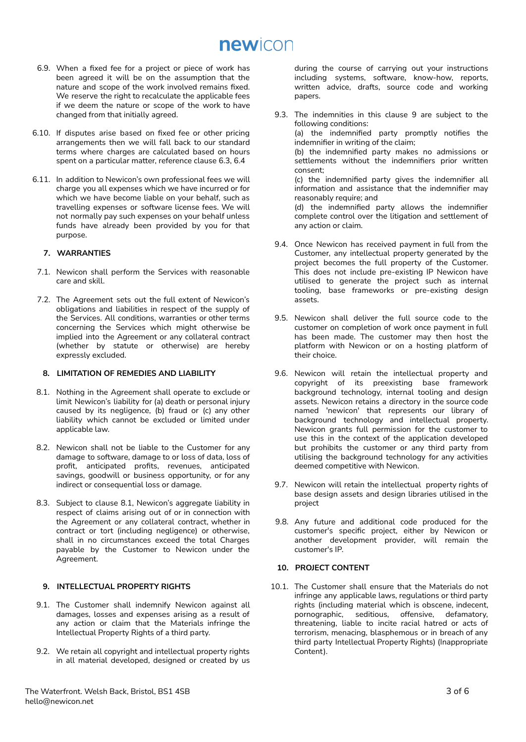6.9. When a fixed fee for a project or piece of work has been agreed it will be on the assumption that the nature and scope of the work involved remains fixed. We reserve the right to recalculate the applicable fees if we deem the nature or scope of the work to have changed from that initially agreed.

6.10. If disputes arise based on fixed fee or other pricing arrangements then we will fall back to our standard terms where charges are calculated based on hours spent on a particular matter, reference clause 6.3, 6.4

6.11. In addition to Newicon's own professional fees we will charge you all expenses which we have incurred or for which we have become liable on your behalf, such as travelling expenses or software license fees. We will not normally pay such expenses on your behalf unless funds have already been provided by you for that purpose.

## 7. WARRANTIES

7.1. Newicon shall perform the Services with reasonable care and skill.

7.2. The Agreement sets out the full extent of Newicon's obligations and liabilities in respect of the supply of the Services. All conditions, warranties or other terms concerning the Services which might otherwise be implied into the Agreement or any collateral contract (whether by statute or otherwise) are hereby expressly excluded.

## 8. LIMITATION OF REMEDIES AND LIABILITY

8.1. Nothing in the Agreement shall operate to exclude or limit Newicon's liability for (a) death or personal injury caused by its negligence, (b) fraud or (c) any other liability which cannot be excluded or limited under applicable law.

8.2. Newicon shall not be liable to the Customer for any damage to software, damage to or loss of data, loss of profit, anticipated profits, revenues, anticipated savings, goodwill or business opportunity, or for any indirect or consequential loss or damage.

8.3. Subject to clause 8.1, Newicon's aggregate liability in respect of claims arising out of or in connection with the Agreement or any collateral contract, whether in contract or tort (including negligence) or otherwise, shall in no circumstances exceed the total Charges payable by the Customer to Newicon under the Agreement.

## 9. INTELLECTUAL PROPERTY RIGHTS

9.1. The Customer shall indemnify Newicon against all damages, losses and expenses arising as a result of any action or claim that the Materials infringe the Intellectual Property Rights of a third party.

9.2. We retain all copyright and intellectual property rights in all material developed, designed or created by us during the course of carrying out your instructions including systems, software, know-how, reports, written advice, drafts, source code and working papers.

9.3. The indemnities in this clause 9 are subject to the following conditions:
(a) the indemnified party promptly notifies the indemnifier in writing of the claim;
(b) the indemnified party makes no admissions or settlements without the indemnifiers prior written consent;
(c) the indemnified party gives the indemnifier all information and assistance that the indemnifier may reasonably require; and
(d) the indemnified party allows the indemnifier complete control over the litigation and settlement of any action or claim.

9.4. Once Newicon has received payment in full from the Customer, any intellectual property generated by the project becomes the full property of the Customer. This does not include pre-existing IP Newicon have utilised to generate the project such as internal tooling, base frameworks or pre-existing design assets.

9.5. Newicon shall deliver the full source code to the customer on completion of work once payment in full has been made. The customer may then host the platform with Newicon or on a hosting platform of their choice.

9.6. Newicon will retain the intellectual property and copyright of its preexisting base framework background technology, internal tooling and design assets. Newicon retains a directory in the source code named 'newicon' that represents our library of background technology and intellectual property. Newicon grants full permission for the customer to use this in the context of the application developed but prohibits the customer or any third party from utilising the background technology for any activities deemed competitive with Newicon.

9.7. Newicon will retain the intellectual property rights of base design assets and design libraries utilised in the project

9.8. Any future and additional code produced for the customer's specific project, either by Newicon or another development provider, will remain the customer's IP.

## 10. PROJECT CONTENT

10.1. The Customer shall ensure that the Materials do not infringe any applicable laws, regulations or third party rights (including material which is obscene, indecent, pornographic, seditious, offensive, defamatory, threatening, liable to incite racial hatred or acts of terrorism, menacing, blasphemous or in breach of any third party Intellectual Property Rights) (Inappropriate Content).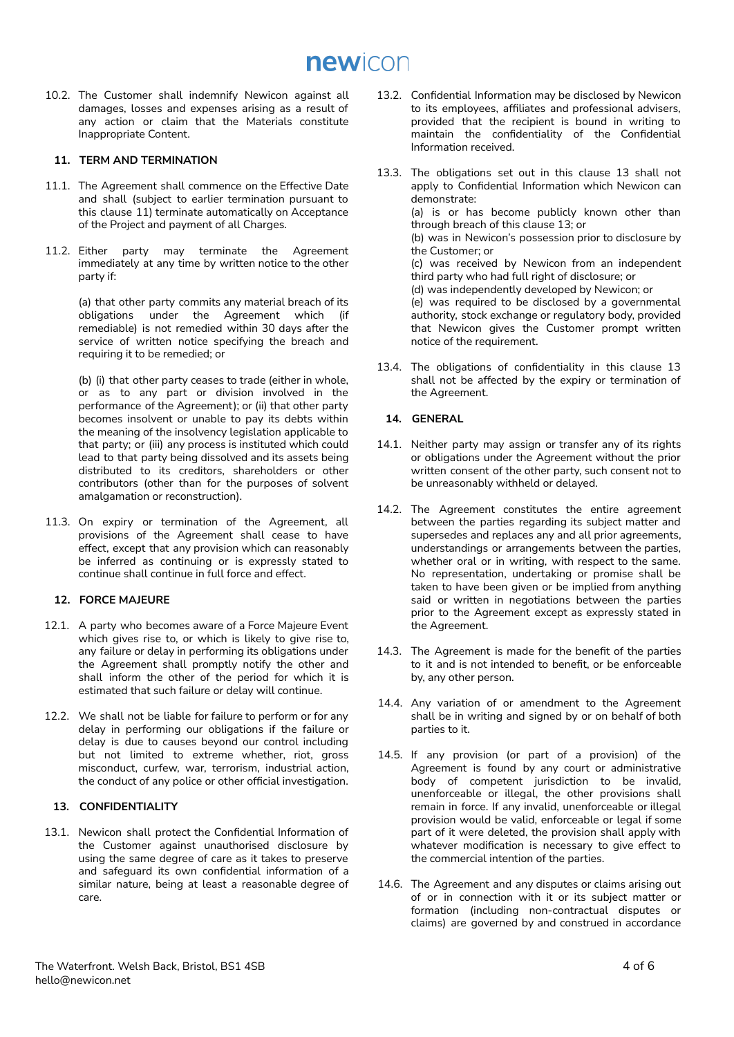10.2. The Customer shall indemnify Newicon against all damages, losses and expenses arising as a result of any action or claim that the Materials constitute Inappropriate Content.

## 11. TERM AND TERMINATION

11.1. The Agreement shall commence on the Effective Date and shall (subject to earlier termination pursuant to this clause 11) terminate automatically on Acceptance of the Project and payment of all Charges.

11.2. Either party may terminate the Agreement immediately at any time by written notice to the other party if:

(a) that other party commits any material breach of its obligations under the Agreement which (if remediable) is not remedied within 30 days after the service of written notice specifying the breach and requiring it to be remedied; or

(b) (i) that other party ceases to trade (either in whole, or as to any part or division involved in the performance of the Agreement); or (ii) that other party becomes insolvent or unable to pay its debts within the meaning of the insolvency legislation applicable to that party; or (iii) any process is instituted which could lead to that party being dissolved and its assets being distributed to its creditors, shareholders or other contributors (other than for the purposes of solvent amalgamation or reconstruction).

11.3. On expiry or termination of the Agreement, all provisions of the Agreement shall cease to have effect, except that any provision which can reasonably be inferred as continuing or is expressly stated to continue shall continue in full force and effect.

## 12. FORCE MAJEURE

12.1. A party who becomes aware of a Force Majeure Event which gives rise to, or which is likely to give rise to, any failure or delay in performing its obligations under the Agreement shall promptly notify the other and shall inform the other of the period for which it is estimated that such failure or delay will continue.

12.2. We shall not be liable for failure to perform or for any delay in performing our obligations if the failure or delay is due to causes beyond our control including but not limited to extreme whether, riot, gross misconduct, curfew, war, terrorism, industrial action, the conduct of any police or other official investigation.

## 13. CONFIDENTIALITY

13.1. Newicon shall protect the Confidential Information of the Customer against unauthorised disclosure by using the same degree of care as it takes to preserve and safeguard its own confidential information of a similar nature, being at least a reasonable degree of care.

13.2. Confidential Information may be disclosed by Newicon to its employees, affiliates and professional advisers, provided that the recipient is bound in writing to maintain the confidentiality of the Confidential Information received.

13.3. The obligations set out in this clause 13 shall not apply to Confidential Information which Newicon can demonstrate:
(a) is or has become publicly known other than through breach of this clause 13; or
(b) was in Newicon's possession prior to disclosure by the Customer; or
(c) was received by Newicon from an independent third party who had full right of disclosure; or
(d) was independently developed by Newicon; or
(e) was required to be disclosed by a governmental authority, stock exchange or regulatory body, provided that Newicon gives the Customer prompt written notice of the requirement.

13.4. The obligations of confidentiality in this clause 13 shall not be affected by the expiry or termination of the Agreement.

## 14. GENERAL

14.1. Neither party may assign or transfer any of its rights or obligations under the Agreement without the prior written consent of the other party, such consent not to be unreasonably withheld or delayed.

14.2. The Agreement constitutes the entire agreement between the parties regarding its subject matter and supersedes and replaces any and all prior agreements, understandings or arrangements between the parties, whether oral or in writing, with respect to the same. No representation, undertaking or promise shall be taken to have been given or be implied from anything said or written in negotiations between the parties prior to the Agreement except as expressly stated in the Agreement.

14.3. The Agreement is made for the benefit of the parties to it and is not intended to benefit, or be enforceable by, any other person.

14.4. Any variation of or amendment to the Agreement shall be in writing and signed by or on behalf of both parties to it.

14.5. If any provision (or part of a provision) of the Agreement is found by any court or administrative body of competent jurisdiction to be invalid, unenforceable or illegal, the other provisions shall remain in force. If any invalid, unenforceable or illegal provision would be valid, enforceable or legal if some part of it were deleted, the provision shall apply with whatever modification is necessary to give effect to the commercial intention of the parties.

14.6. The Agreement and any disputes or claims arising out of or in connection with it or its subject matter or formation (including non-contractual disputes or claims) are governed by and construed in accordance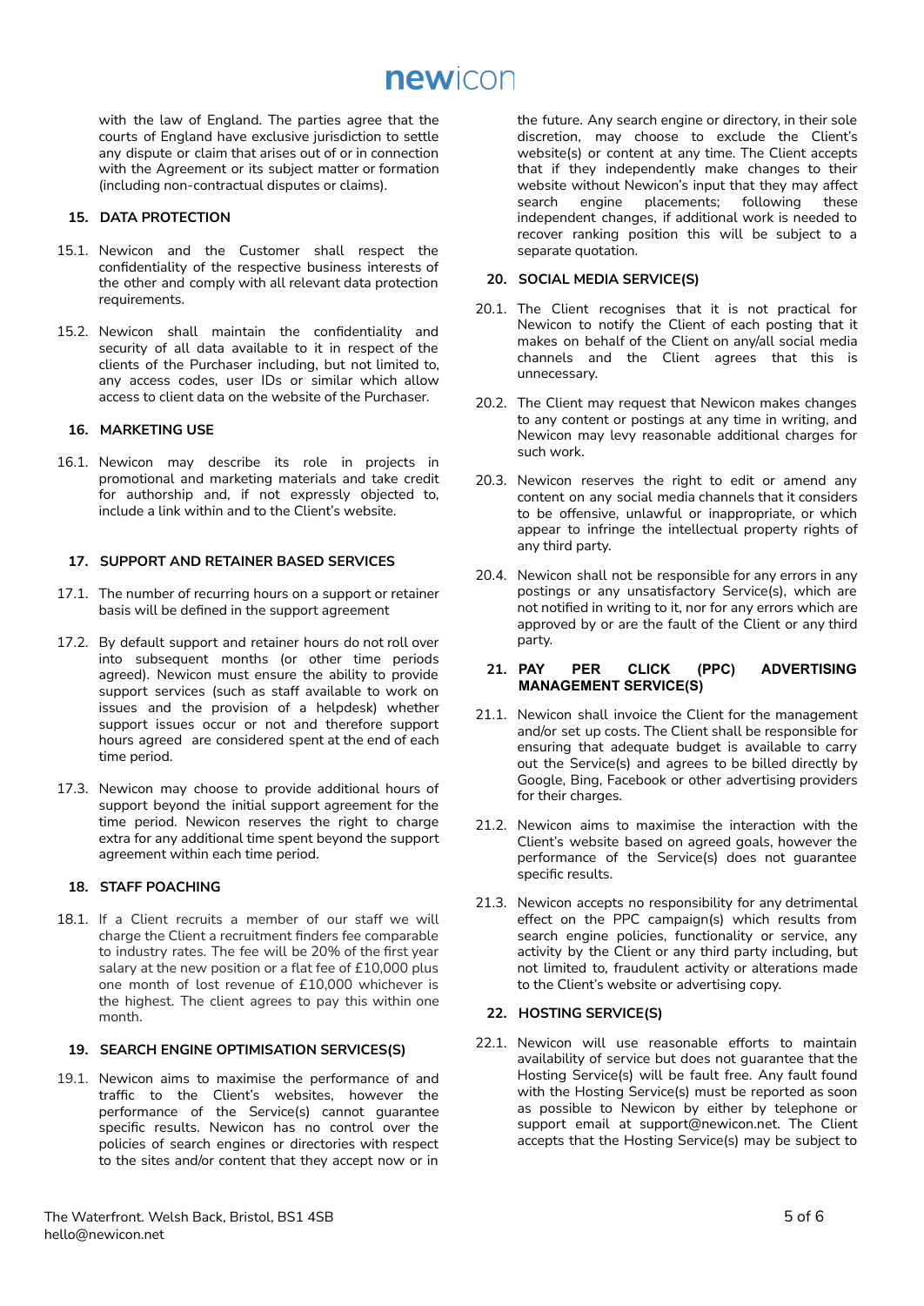with the law of England. The parties agree that the courts of England have exclusive jurisdiction to settle any dispute or claim that arises out of or in connection with the Agreement or its subject matter or formation (including non-contractual disputes or claims).

## 15. DATA PROTECTION

15.1. Newicon and the Customer shall respect the confidentiality of the respective business interests of the other and comply with all relevant data protection requirements.

15.2. Newicon shall maintain the confidentiality and security of all data available to it in respect of the clients of the Purchaser including, but not limited to, any access codes, user IDs or similar which allow access to client data on the website of the Purchaser.

## 16. MARKETING USE

16.1. Newicon may describe its role in projects in promotional and marketing materials and take credit for authorship and, if not expressly objected to, include a link within and to the Client's website.

## 17. SUPPORT AND RETAINER BASED SERVICES

17.1. The number of recurring hours on a support or retainer basis will be defined in the support agreement

17.2. By default support and retainer hours do not roll over into subsequent months (or other time periods agreed). Newicon must ensure the ability to provide support services (such as staff available to work on issues and the provision of a helpdesk) whether support issues occur or not and therefore support hours agreed are considered spent at the end of each time period.

17.3. Newicon may choose to provide additional hours of support beyond the initial support agreement for the time period. Newicon reserves the right to charge extra for any additional time spent beyond the support agreement within each time period.

## 18. STAFF POACHING

18.1. If a Client recruits a member of our staff we will charge the Client a recruitment finders fee comparable to industry rates. The fee will be 20% of the first year salary at the new position or a flat fee of £10,000 plus one month of lost revenue of £10,000 whichever is the highest. The client agrees to pay this within one month.

## 19. SEARCH ENGINE OPTIMISATION SERVICES(S)

19.1. Newicon aims to maximise the performance of and traffic to the Client's websites, however the performance of the Service(s) cannot guarantee specific results. Newicon has no control over the policies of search engines or directories with respect to the sites and/or content that they accept now or in the future. Any search engine or directory, in their sole discretion, may choose to exclude the Client's website(s) or content at any time. The Client accepts that if they independently make changes to their website without Newicon's input that they may affect search engine placements; following these independent changes, if additional work is needed to recover ranking position this will be subject to a separate quotation.

## 20. SOCIAL MEDIA SERVICE(S)

20.1. The Client recognises that it is not practical for Newicon to notify the Client of each posting that it makes on behalf of the Client on any/all social media channels and the Client agrees that this is unnecessary.

20.2. The Client may request that Newicon makes changes to any content or postings at any time in writing, and Newicon may levy reasonable additional charges for such work.

20.3. Newicon reserves the right to edit or amend any content on any social media channels that it considers to be offensive, unlawful or inappropriate, or which appear to infringe the intellectual property rights of any third party.

20.4. Newicon shall not be responsible for any errors in any postings or any unsatisfactory Service(s), which are not notified in writing to it, nor for any errors which are approved by or are the fault of the Client or any third party.

## 21. PAY PER CLICK (PPC) ADVERTISING MANAGEMENT SERVICE(S)

21.1. Newicon shall invoice the Client for the management and/or set up costs. The Client shall be responsible for ensuring that adequate budget is available to carry out the Service(s) and agrees to be billed directly by Google, Bing, Facebook or other advertising providers for their charges.

21.2. Newicon aims to maximise the interaction with the Client's website based on agreed goals, however the performance of the Service(s) does not guarantee specific results.

21.3. Newicon accepts no responsibility for any detrimental effect on the PPC campaign(s) which results from search engine policies, functionality or service, any activity by the Client or any third party including, but not limited to, fraudulent activity or alterations made to the Client's website or advertising copy.

## 22. HOSTING SERVICE(S)

22.1. Newicon will use reasonable efforts to maintain availability of service but does not guarantee that the Hosting Service(s) will be fault free. Any fault found with the Hosting Service(s) must be reported as soon as possible to Newicon by either by telephone or support email at support@newicon.net. The Client accepts that the Hosting Service(s) may be subject to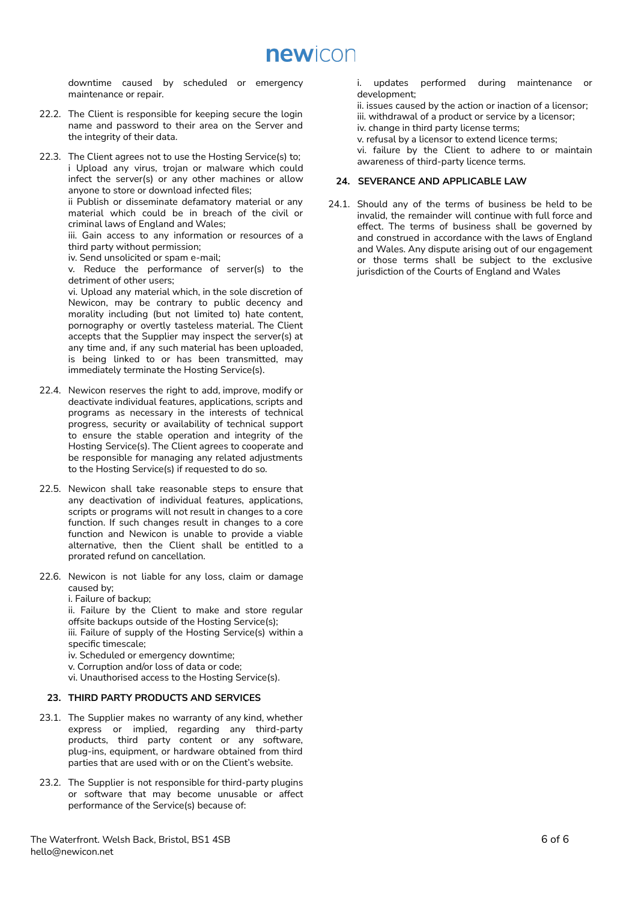downtime caused by scheduled or emergency maintenance or repair.

22.2. The Client is responsible for keeping secure the login name and password to their area on the Server and the integrity of their data.

22.3. The Client agrees not to use the Hosting Service(s) to;
i Upload any virus, trojan or malware which could infect the server(s) or any other machines or allow anyone to store or download infected files;
ii Publish or disseminate defamatory material or any material which could be in breach of the civil or criminal laws of England and Wales;
iii. Gain access to any information or resources of a third party without permission;
iv. Send unsolicited or spam e-mail;
v. Reduce the performance of server(s) to the detriment of other users;
vi. Upload any material which, in the sole discretion of Newicon, may be contrary to public decency and morality including (but not limited to) hate content, pornography or overtly tasteless material. The Client accepts that the Supplier may inspect the server(s) at any time and, if any such material has been uploaded, is being linked to or has been transmitted, may immediately terminate the Hosting Service(s).

22.4. Newicon reserves the right to add, improve, modify or deactivate individual features, applications, scripts and programs as necessary in the interests of technical progress, security or availability of technical support to ensure the stable operation and integrity of the Hosting Service(s). The Client agrees to cooperate and be responsible for managing any related adjustments to the Hosting Service(s) if requested to do so.

22.5. Newicon shall take reasonable steps to ensure that any deactivation of individual features, applications, scripts or programs will not result in changes to a core function. If such changes result in changes to a core function and Newicon is unable to provide a viable alternative, then the Client shall be entitled to a prorated refund on cancellation.

22.6. Newicon is not liable for any loss, claim or damage caused by;
i. Failure of backup;
ii. Failure by the Client to make and store regular offsite backups outside of the Hosting Service(s);
iii. Failure of supply of the Hosting Service(s) within a specific timescale;
iv. Scheduled or emergency downtime;
v. Corruption and/or loss of data or code;
vi. Unauthorised access to the Hosting Service(s).

## 23. THIRD PARTY PRODUCTS AND SERVICES

23.1. The Supplier makes no warranty of any kind, whether express or implied, regarding any third-party products, third party content or any software, plug-ins, equipment, or hardware obtained from third parties that are used with or on the Client's website.

23.2. The Supplier is not responsible for third-party plugins or software that may become unusable or affect performance of the Service(s) because of:
i. updates performed during maintenance or development;
ii. issues caused by the action or inaction of a licensor;
iii. withdrawal of a product or service by a licensor;
iv. change in third party license terms;
v. refusal by a licensor to extend licence terms;
vi. failure by the Client to adhere to or maintain awareness of third-party licence terms.

## 24. SEVERANCE AND APPLICABLE LAW

24.1. Should any of the terms of business be held to be invalid, the remainder will continue with full force and effect. The terms of business shall be governed by and construed in accordance with the laws of England and Wales. Any dispute arising out of our engagement or those terms shall be subject to the exclusive jurisdiction of the Courts of England and Wales